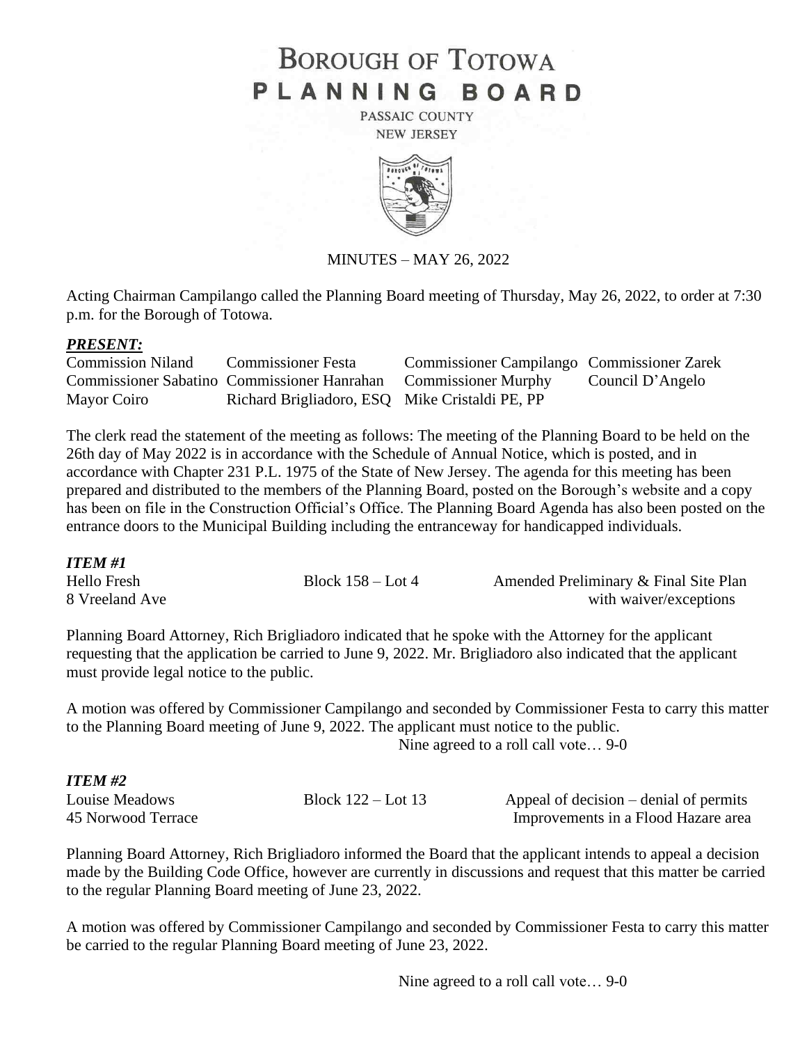# BOROUGH OF TOTOWA
# PLANNING BOARD

PASSAIC COUNTY
NEW JERSEY

MINUTES – MAY 26, 2022

Acting Chairman Campilango called the Planning Board meeting of Thursday, May 26, 2022, to order at 7:30 p.m. for the Borough of Totowa.

***PRESENT:***

| | | | |
|---|---|---|---|
| Commission Niland | Commissioner Festa | Commissioner Campilango | Commissioner Zarek |
| Commissioner Sabatino | Commissioner Hanrahan | Commissioner Murphy | Council D'Angelo |
| Mayor Coiro | Richard Brigliadoro, ESQ | Mike Cristaldi PE, PP | |

The clerk read the statement of the meeting as follows: The meeting of the Planning Board to be held on the 26th day of May 2022 is in accordance with the Schedule of Annual Notice, which is posted, and in accordance with Chapter 231 P.L. 1975 of the State of New Jersey. The agenda for this meeting has been prepared and distributed to the members of the Planning Board, posted on the Borough's website and a copy has been on file in the Construction Official's Office. The Planning Board Agenda has also been posted on the entrance doors to the Municipal Building including the entranceway for handicapped individuals.

***ITEM #1***

| | | |
|---|---|---|
| Hello Fresh | Block 158 – Lot 4 | Amended Preliminary & Final Site Plan |
| 8 Vreeland Ave | | with waiver/exceptions |

Planning Board Attorney, Rich Brigliadoro indicated that he spoke with the Attorney for the applicant requesting that the application be carried to June 9, 2022. Mr. Brigliadoro also indicated that the applicant must provide legal notice to the public.

A motion was offered by Commissioner Campilango and seconded by Commissioner Festa to carry this matter to the Planning Board meeting of June 9, 2022. The applicant must notice to the public.

Nine agreed to a roll call vote… 9-0

***ITEM #2***

| | | |
|---|---|---|
| Louise Meadows | Block 122 – Lot 13 | Appeal of decision – denial of permits |
| 45 Norwood Terrace | | Improvements in a Flood Hazare area |

Planning Board Attorney, Rich Brigliadoro informed the Board that the applicant intends to appeal a decision made by the Building Code Office, however are currently in discussions and request that this matter be carried to the regular Planning Board meeting of June 23, 2022.

A motion was offered by Commissioner Campilango and seconded by Commissioner Festa to carry this matter be carried to the regular Planning Board meeting of June 23, 2022.

Nine agreed to a roll call vote… 9-0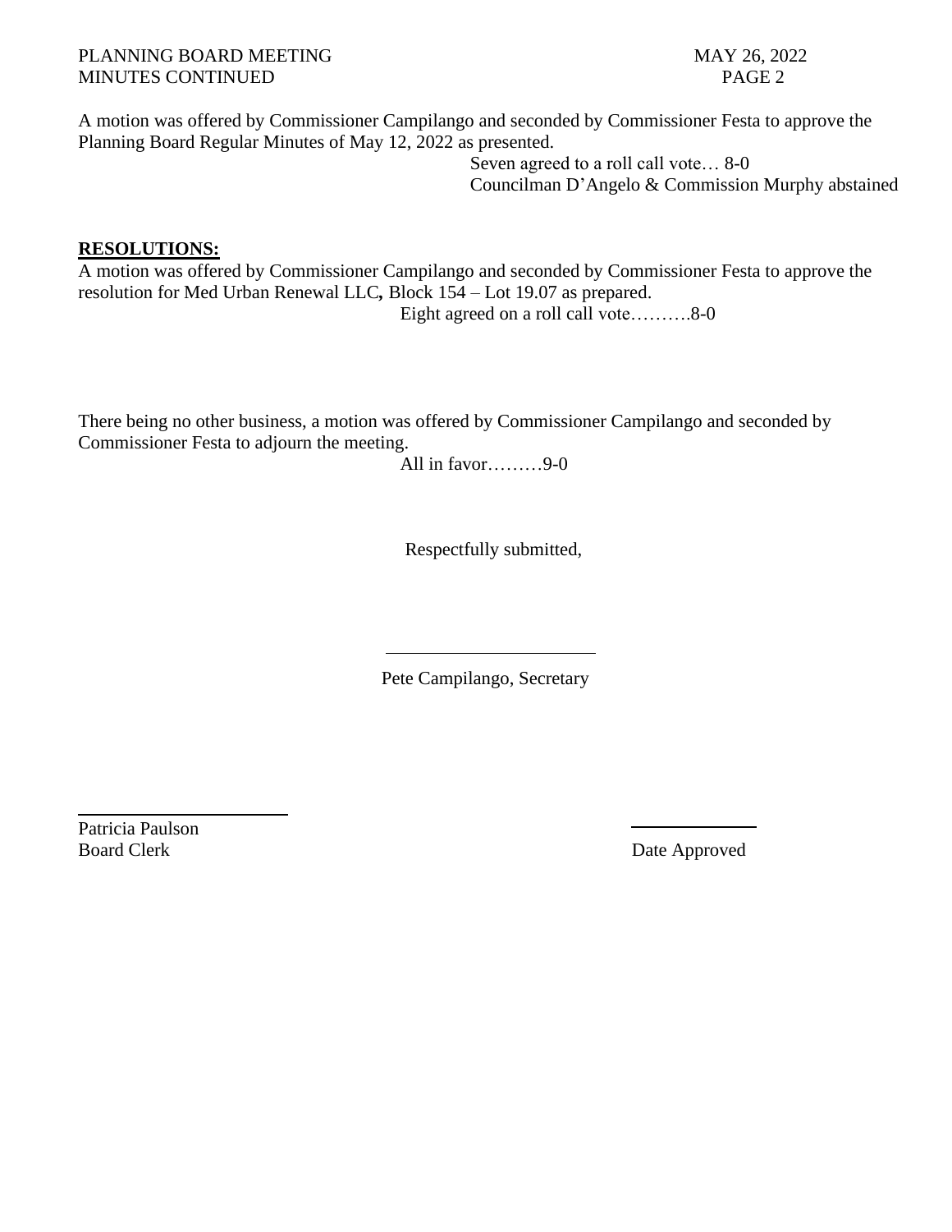A motion was offered by Commissioner Campilango and seconded by Commissioner Festa to approve the Planning Board Regular Minutes of May 12, 2022 as presented.

Seven agreed to a roll call vote… 8-0
Councilman D'Angelo & Commission Murphy abstained

**RESOLUTIONS:**

A motion was offered by Commissioner Campilango and seconded by Commissioner Festa to approve the resolution for Med Urban Renewal LLC**,** Block 154 – Lot 19.07 as prepared.

Eight agreed on a roll call vote……….8-0

There being no other business, a motion was offered by Commissioner Campilango and seconded by Commissioner Festa to adjourn the meeting.

All in favor………9-0

Respectfully submitted,

Pete Campilango, Secretary

Patricia Paulson
Board Clerk

Date Approved